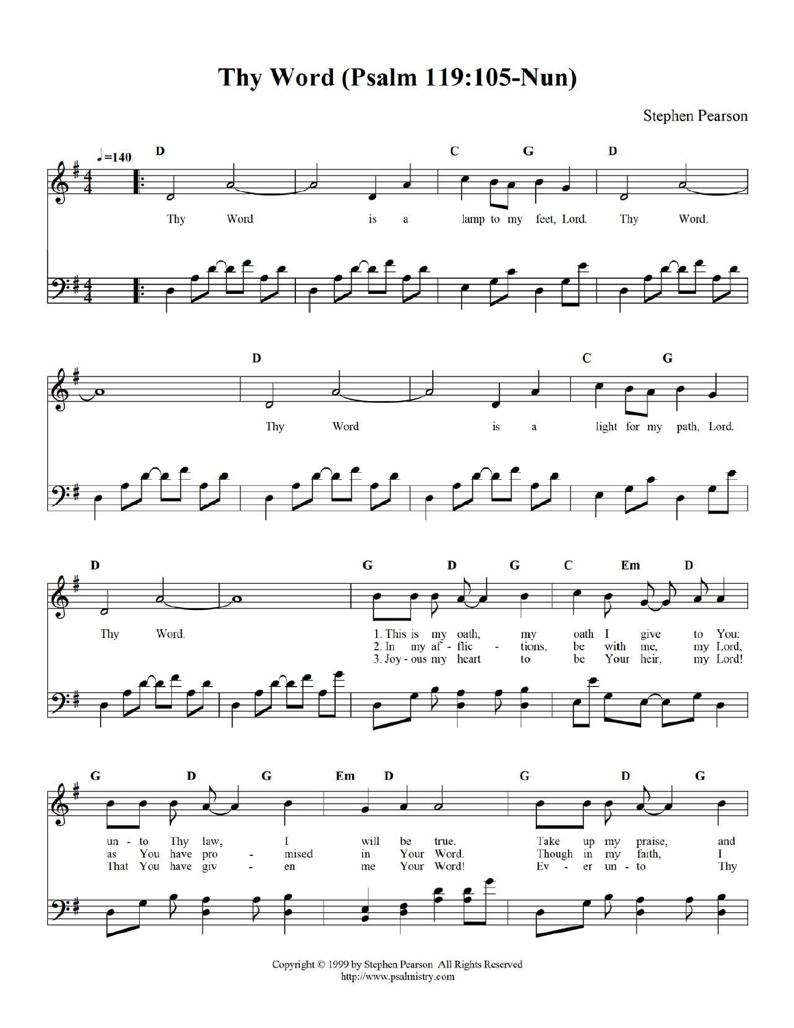# Thy Word (Psalm 119:105-Nun)

Stephen Pearson

Copyright © 1999 by Stephen Pearson All Rights Reserved
http://www.psalmistry.com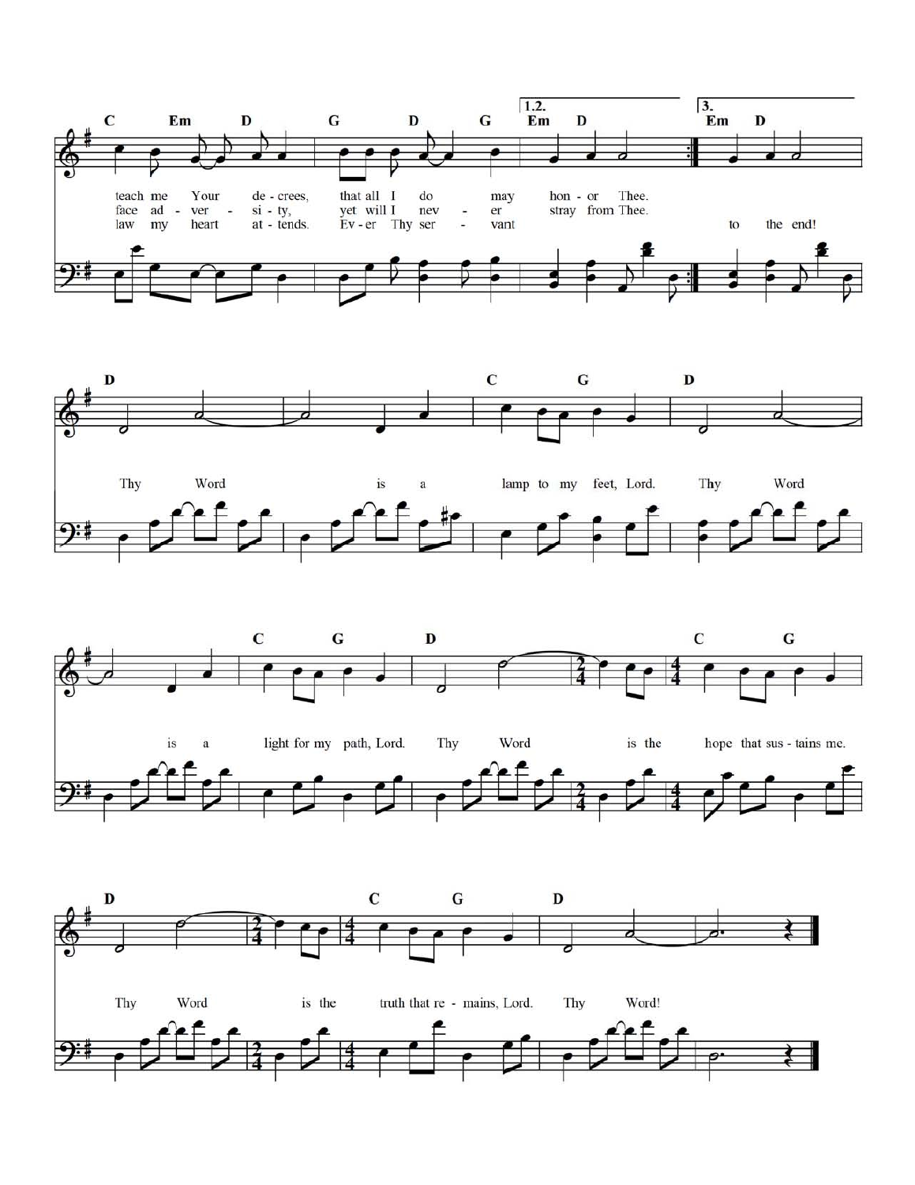C Em D G D G | 1.2. Em D | 3. Em D

teach me Your de - crees, that all I do may hon - or Thee.
face ad - ver - si - ty, yet will I nev - er stray from Thee.
law my heart at - tends. Ev - er Thy ser - vant to the end!

D C G D

Thy Word is a lamp to my feet, Lord. Thy Word

C G D C G

is a light for my path, Lord. Thy Word is the hope that sus - tains me.

D C G D

Thy Word is the truth that re - mains, Lord. Thy Word!